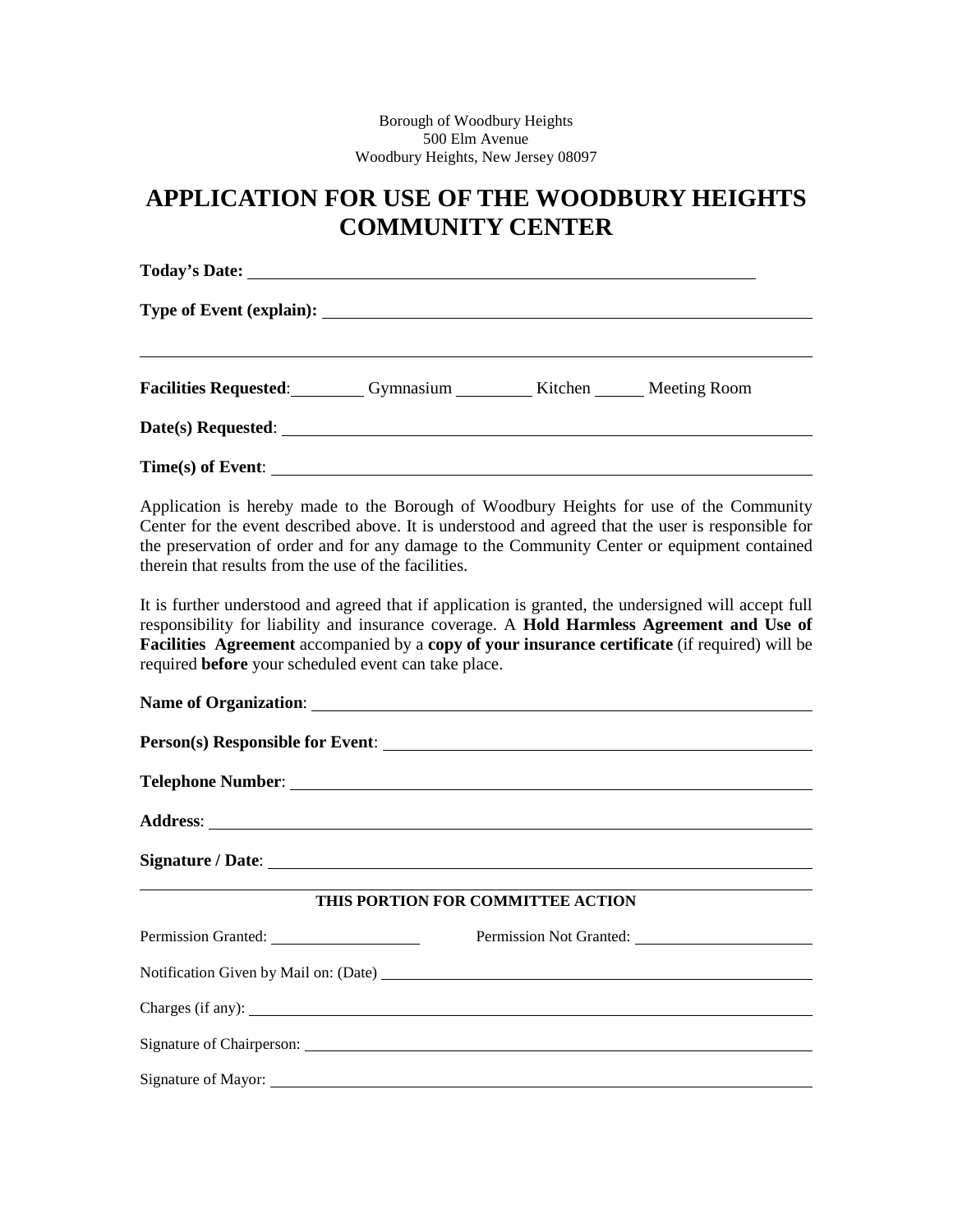Borough of Woodbury Heights
500 Elm Avenue
Woodbury Heights, New Jersey 08097

# APPLICATION FOR USE OF THE WOODBURY HEIGHTS COMMUNITY CENTER

**Today's Date:** ______________________________

**Type of Event (explain):** ______________________________

______________________________

**Facilities Requested**: ________ Gymnasium ________ Kitchen ______ Meeting Room

**Date(s) Requested**: ______________________________

**Time(s) of Event**: ______________________________

Application is hereby made to the Borough of Woodbury Heights for use of the Community Center for the event described above. It is understood and agreed that the user is responsible for the preservation of order and for any damage to the Community Center or equipment contained therein that results from the use of the facilities.

It is further understood and agreed that if application is granted, the undersigned will accept full responsibility for liability and insurance coverage. A **Hold Harmless Agreement and Use of Facilities Agreement** accompanied by a **copy of your insurance certificate** (if required) will be required **before** your scheduled event can take place.

**Name of Organization**: ______________________________

**Person(s) Responsible for Event**: ______________________________

**Telephone Number**: ______________________________

**Address**: ______________________________

**Signature / Date**: ______________________________

**THIS PORTION FOR COMMITTEE ACTION**

Permission Granted: ________________ Permission Not Granted: ________________

Notification Given by Mail on: (Date) ______________________________

Charges (if any): ______________________________

Signature of Chairperson: ______________________________

Signature of Mayor: ______________________________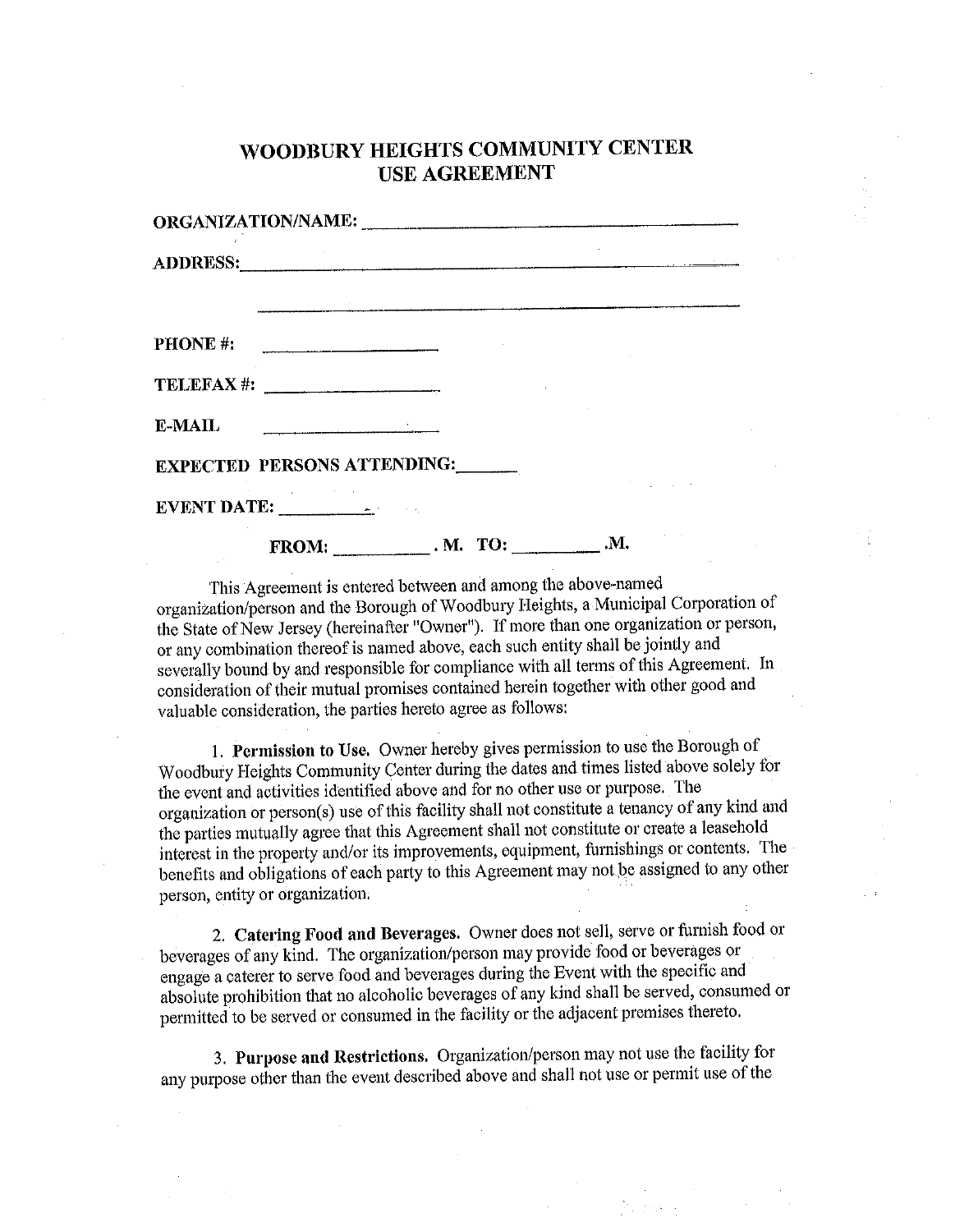# WOODBURY HEIGHTS COMMUNITY CENTER
# USE AGREEMENT

**ORGANIZATION/NAME:** ________________________________________

**ADDRESS:** ________________________________________________

________________________________________________

**PHONE #:** ____________________

**TELEFAX #:** ____________________

**E-MAIL** ____________________

**EXPECTED PERSONS ATTENDING:** ________

**EVENT DATE:** ____________

**FROM:** __________ . **M. TO:** __________ .**M.**

This Agreement is entered between and among the above-named organization/person and the Borough of Woodbury Heights, a Municipal Corporation of the State of New Jersey (hereinafter "Owner"). If more than one organization or person, or any combination thereof is named above, each such entity shall be jointly and severally bound by and responsible for compliance with all terms of this Agreement. In consideration of their mutual promises contained herein together with other good and valuable consideration, the parties hereto agree as follows:

1. **Permission to Use.** Owner hereby gives permission to use the Borough of Woodbury Heights Community Center during the dates and times listed above solely for the event and activities identified above and for no other use or purpose. The organization or person(s) use of this facility shall not constitute a tenancy of any kind and the parties mutually agree that this Agreement shall not constitute or create a leasehold interest in the property and/or its improvements, equipment, furnishings or contents. The benefits and obligations of each party to this Agreement may not be assigned to any other person, entity or organization.

2. **Catering Food and Beverages.** Owner does not sell, serve or furnish food or beverages of any kind. The organization/person may provide food or beverages or engage a caterer to serve food and beverages during the Event with the specific and absolute prohibition that no alcoholic beverages of any kind shall be served, consumed or permitted to be served or consumed in the facility or the adjacent premises thereto.

3. **Purpose and Restrictions.** Organization/person may not use the facility for any purpose other than the event described above and shall not use or permit use of the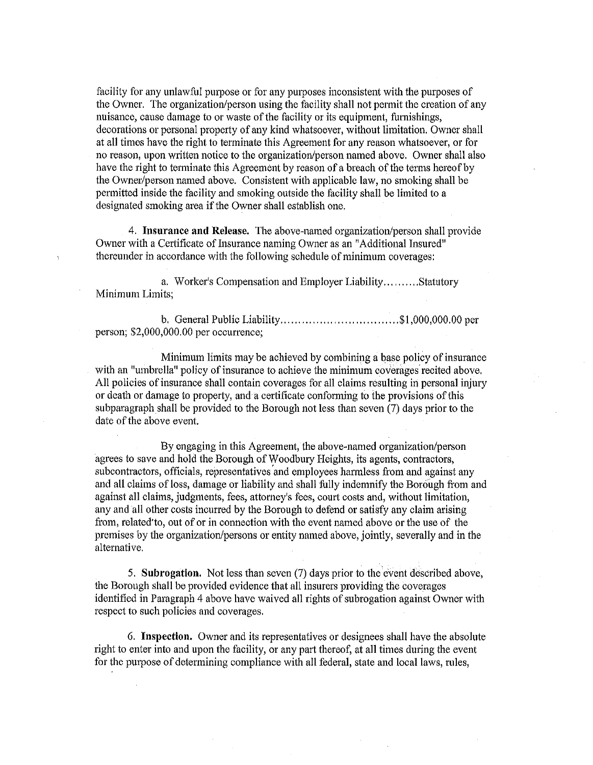facility for any unlawful purpose or for any purposes inconsistent with the purposes of the Owner. The organization/person using the facility shall not permit the creation of any nuisance, cause damage to or waste of the facility or its equipment, furnishings, decorations or personal property of any kind whatsoever, without limitation. Owner shall at all times have the right to terminate this Agreement for any reason whatsoever, or for no reason, upon written notice to the organization/person named above. Owner shall also have the right to terminate this Agreement by reason of a breach of the terms hereof by the Owner/person named above. Consistent with applicable law, no smoking shall be permitted inside the facility and smoking outside the facility shall be limited to a designated smoking area if the Owner shall establish one.

4. **Insurance and Release.** The above-named organization/person shall provide Owner with a Certificate of Insurance naming Owner as an "Additional Insured" thereunder in accordance with the following schedule of minimum coverages:

a. Worker's Compensation and Employer Liability..........Statutory Minimum Limits;

b. General Public Liability.................................$1,000,000.00 per person; $2,000,000.00 per occurrence;

Minimum limits may be achieved by combining a base policy of insurance with an "umbrella" policy of insurance to achieve the minimum coverages recited above. All policies of insurance shall contain coverages for all claims resulting in personal injury or death or damage to property, and a certificate conforming to the provisions of this subparagraph shall be provided to the Borough not less than seven (7) days prior to the date of the above event.

By engaging in this Agreement, the above-named organization/person agrees to save and hold the Borough of Woodbury Heights, its agents, contractors, subcontractors, officials, representatives and employees harmless from and against any and all claims of loss, damage or liability and shall fully indemnify the Borough from and against all claims, judgments, fees, attorney's fees, court costs and, without limitation, any and all other costs incurred by the Borough to defend or satisfy any claim arising from, related to, out of or in connection with the event named above or the use of the premises by the organization/persons or entity named above, jointly, severally and in the alternative.

5. **Subrogation.** Not less than seven (7) days prior to the event described above, the Borough shall be provided evidence that all insurers providing the coverages identified in Paragraph 4 above have waived all rights of subrogation against Owner with respect to such policies and coverages.

6. **Inspection.** Owner and its representatives or designees shall have the absolute right to enter into and upon the facility, or any part thereof, at all times during the event for the purpose of determining compliance with all federal, state and local laws, rules,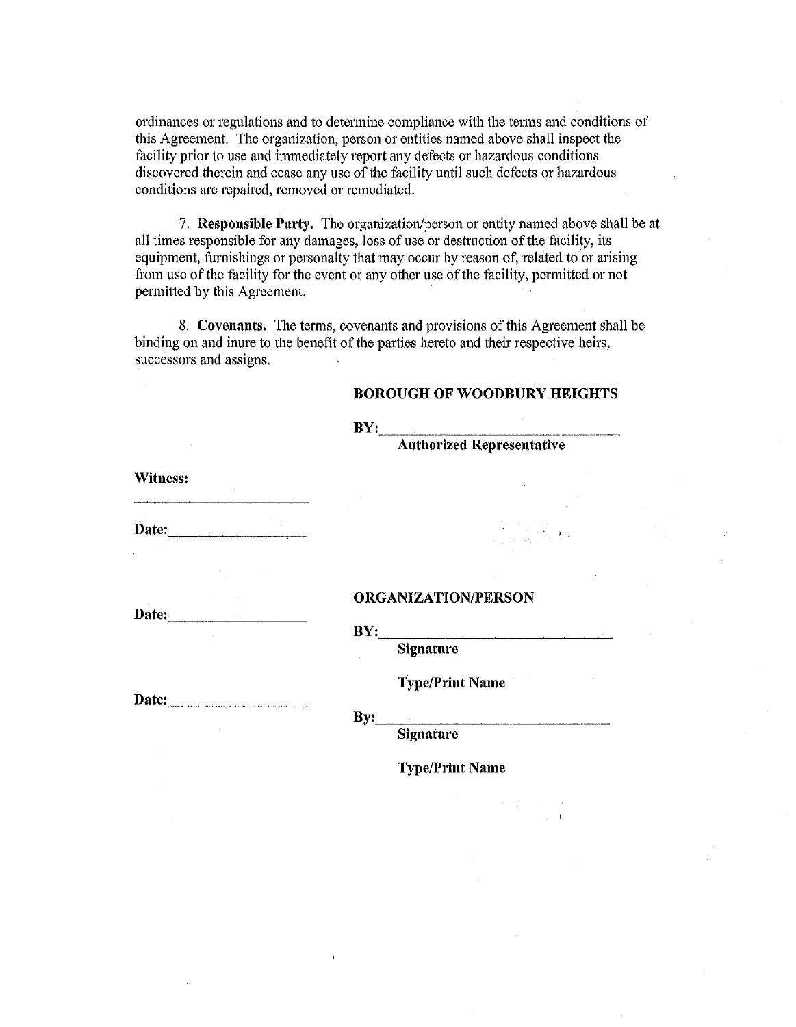ordinances or regulations and to determine compliance with the terms and conditions of this Agreement. The organization, person or entities named above shall inspect the facility prior to use and immediately report any defects or hazardous conditions discovered therein and cease any use of the facility until such defects or hazardous conditions are repaired, removed or remediated.

7. **Responsible Party.** The organization/person or entity named above shall be at all times responsible for any damages, loss of use or destruction of the facility, its equipment, furnishings or personalty that may occur by reason of, related to or arising from use of the facility for the event or any other use of the facility, permitted or not permitted by this Agreement.

8. **Covenants.** The terms, covenants and provisions of this Agreement shall be binding on and inure to the benefit of the parties hereto and their respective heirs, successors and assigns.

**BOROUGH OF WOODBURY HEIGHTS**

**BY:**\_\_\_\_\_\_\_\_\_\_\_\_\_\_\_\_\_\_\_\_\_\_\_\_\_\_\_\_\_\_
**Authorized Representative**

**Witness:**

\_\_\_\_\_\_\_\_\_\_\_\_\_\_\_\_\_\_\_\_\_\_\_\_

**Date:**\_\_\_\_\_\_\_\_\_\_\_\_\_\_\_\_\_\_\_\_

**ORGANIZATION/PERSON**

**Date:**\_\_\_\_\_\_\_\_\_\_\_\_\_\_\_\_\_\_\_\_

**BY:**\_\_\_\_\_\_\_\_\_\_\_\_\_\_\_\_\_\_\_\_\_\_\_\_\_\_\_\_\_\_
**Signature**

**Type/Print Name**

**Date:**\_\_\_\_\_\_\_\_\_\_\_\_\_\_\_\_\_\_\_\_

**By:**\_\_\_\_\_\_\_\_\_\_\_\_\_\_\_\_\_\_\_\_\_\_\_\_\_\_\_\_\_\_
**Signature**

**Type/Print Name**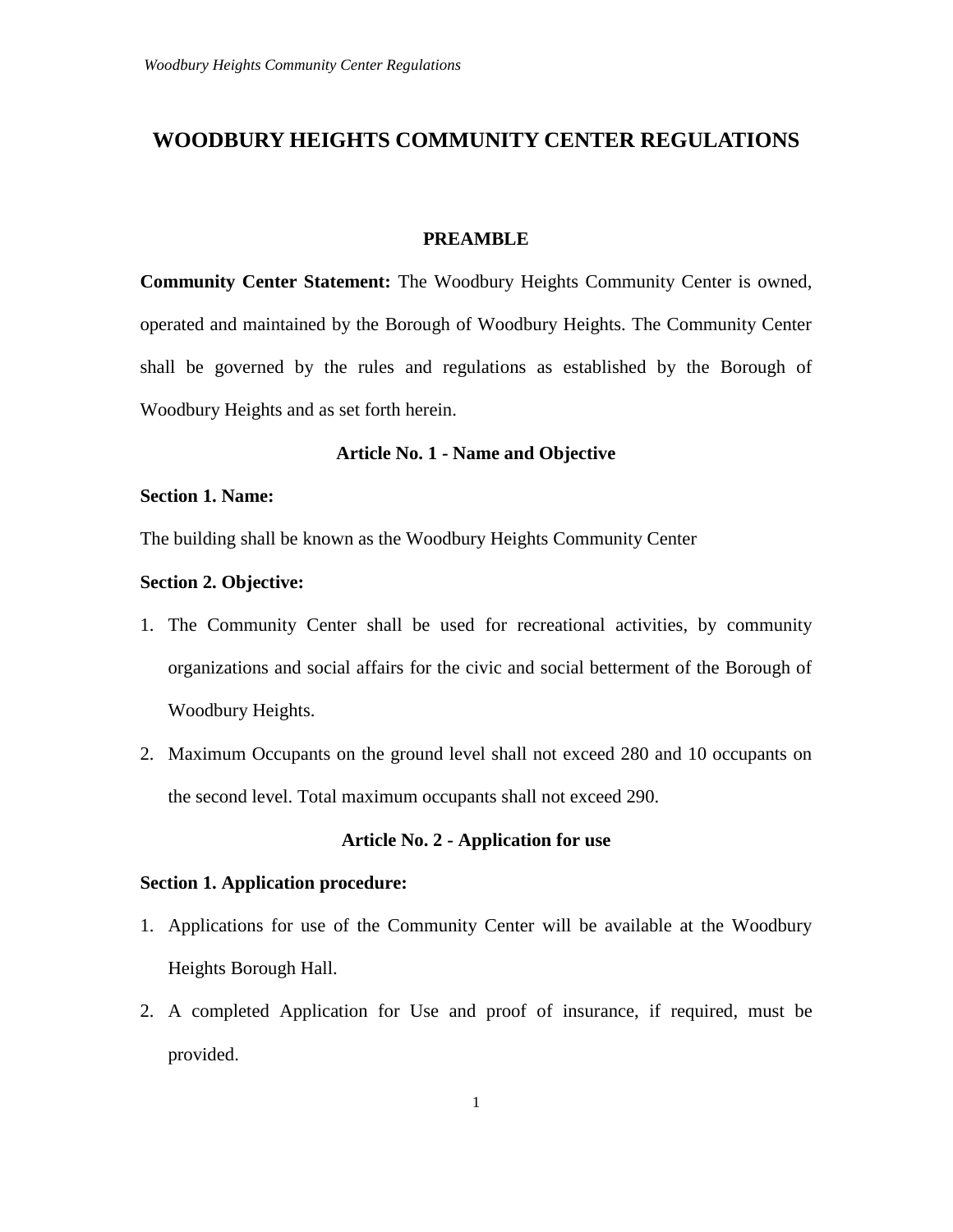# WOODBURY HEIGHTS COMMUNITY CENTER REGULATIONS

## PREAMBLE

**Community Center Statement:** The Woodbury Heights Community Center is owned, operated and maintained by the Borough of Woodbury Heights. The Community Center shall be governed by the rules and regulations as established by the Borough of Woodbury Heights and as set forth herein.

## Article No. 1 - Name and Objective

**Section 1. Name:**

The building shall be known as the Woodbury Heights Community Center

**Section 2. Objective:**

1. The Community Center shall be used for recreational activities, by community organizations and social affairs for the civic and social betterment of the Borough of Woodbury Heights.
2. Maximum Occupants on the ground level shall not exceed 280 and 10 occupants on the second level. Total maximum occupants shall not exceed 290.

## Article No. 2 - Application for use

**Section 1. Application procedure:**

1. Applications for use of the Community Center will be available at the Woodbury Heights Borough Hall.
2. A completed Application for Use and proof of insurance, if required, must be provided.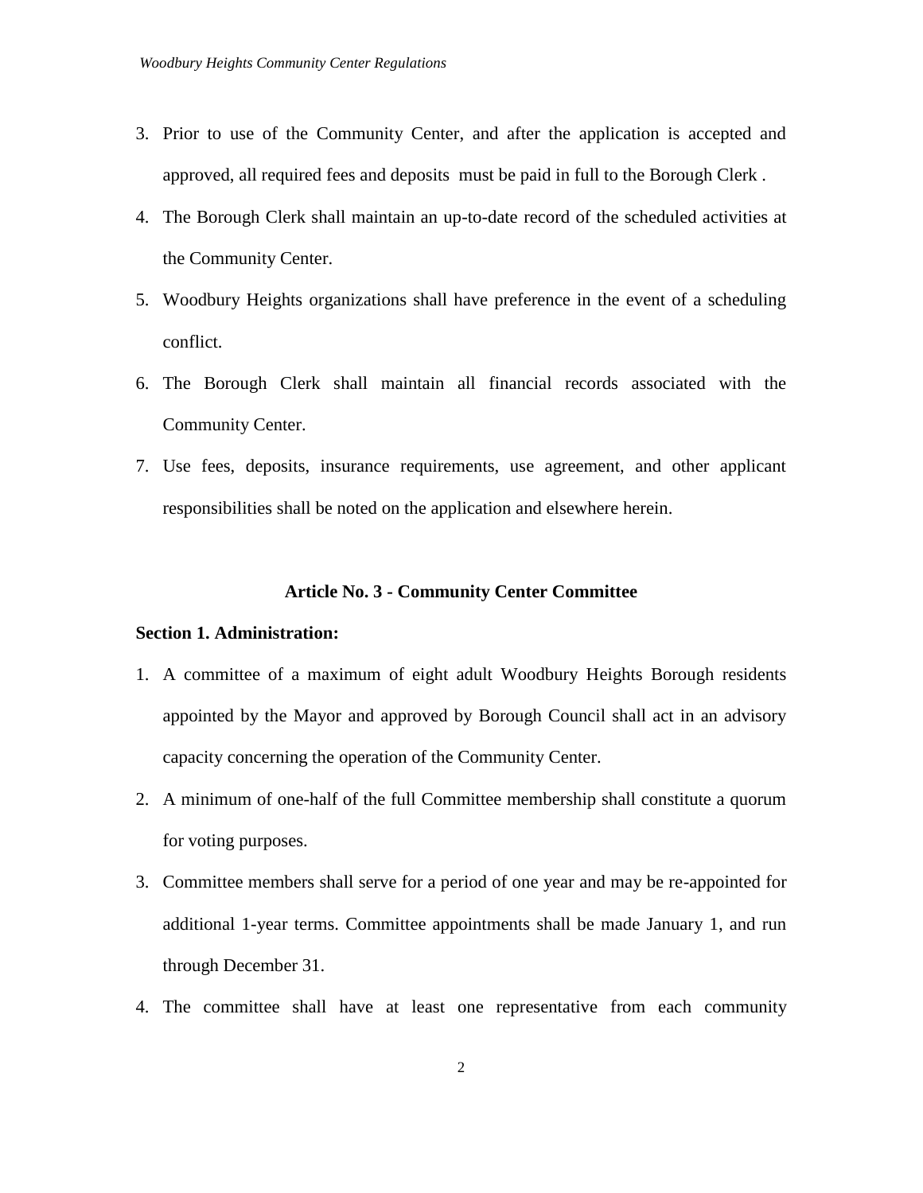3. Prior to use of the Community Center, and after the application is accepted and approved, all required fees and deposits must be paid in full to the Borough Clerk .
4. The Borough Clerk shall maintain an up-to-date record of the scheduled activities at the Community Center.
5. Woodbury Heights organizations shall have preference in the event of a scheduling conflict.
6. The Borough Clerk shall maintain all financial records associated with the Community Center.
7. Use fees, deposits, insurance requirements, use agreement, and other applicant responsibilities shall be noted on the application and elsewhere herein.

## Article No. 3 - Community Center Committee

**Section 1. Administration:**

1. A committee of a maximum of eight adult Woodbury Heights Borough residents appointed by the Mayor and approved by Borough Council shall act in an advisory capacity concerning the operation of the Community Center.
2. A minimum of one-half of the full Committee membership shall constitute a quorum for voting purposes.
3. Committee members shall serve for a period of one year and may be re-appointed for additional 1-year terms. Committee appointments shall be made January 1, and run through December 31.
4. The committee shall have at least one representative from each community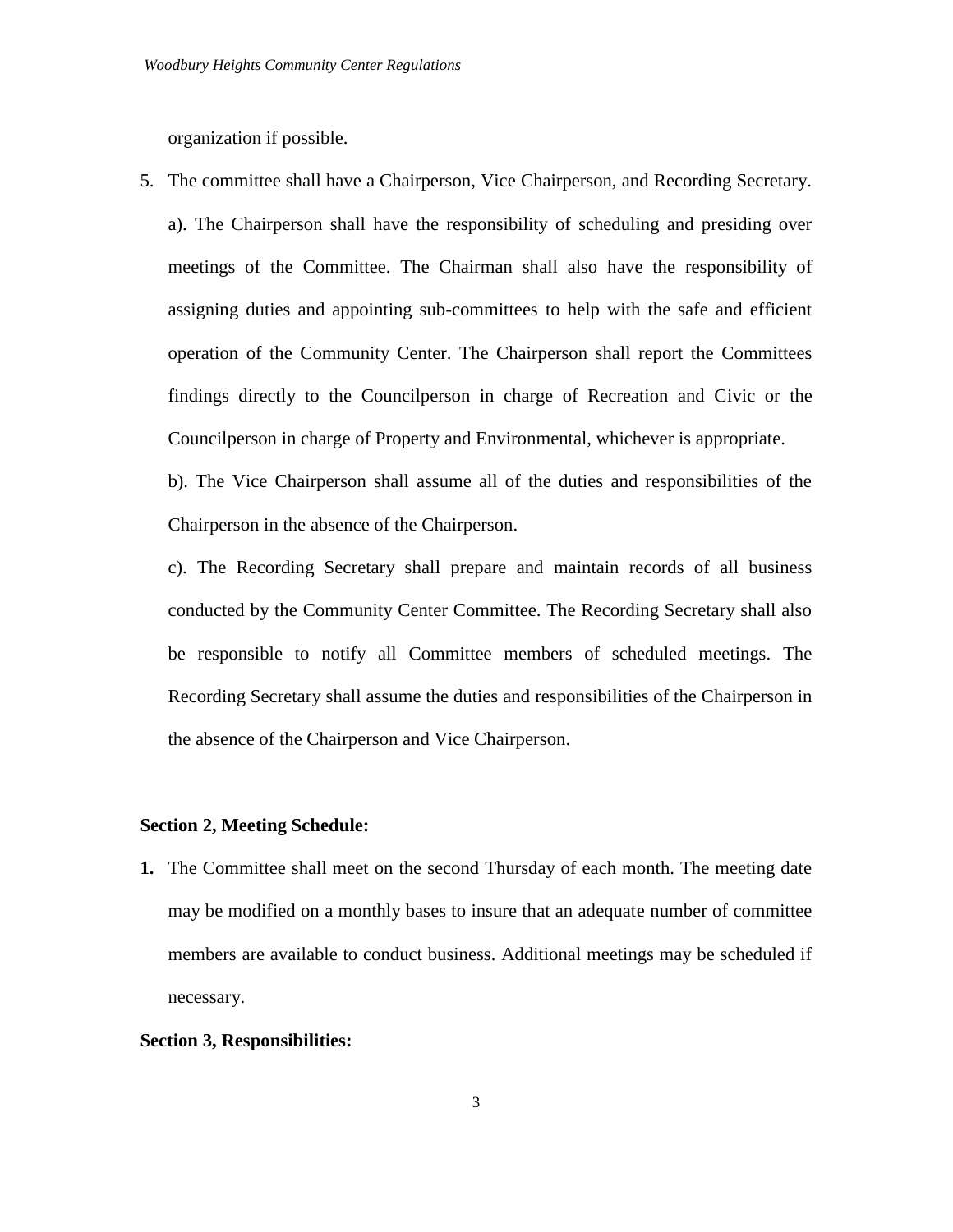organization if possible.

5. The committee shall have a Chairperson, Vice Chairperson, and Recording Secretary.

   a). The Chairperson shall have the responsibility of scheduling and presiding over meetings of the Committee. The Chairman shall also have the responsibility of assigning duties and appointing sub-committees to help with the safe and efficient operation of the Community Center. The Chairperson shall report the Committees findings directly to the Councilperson in charge of Recreation and Civic or the Councilperson in charge of Property and Environmental, whichever is appropriate.

   b). The Vice Chairperson shall assume all of the duties and responsibilities of the Chairperson in the absence of the Chairperson.

   c). The Recording Secretary shall prepare and maintain records of all business conducted by the Community Center Committee. The Recording Secretary shall also be responsible to notify all Committee members of scheduled meetings. The Recording Secretary shall assume the duties and responsibilities of the Chairperson in the absence of the Chairperson and Vice Chairperson.

**Section 2, Meeting Schedule:**

**1.** The Committee shall meet on the second Thursday of each month. The meeting date may be modified on a monthly bases to insure that an adequate number of committee members are available to conduct business. Additional meetings may be scheduled if necessary.

**Section 3, Responsibilities:**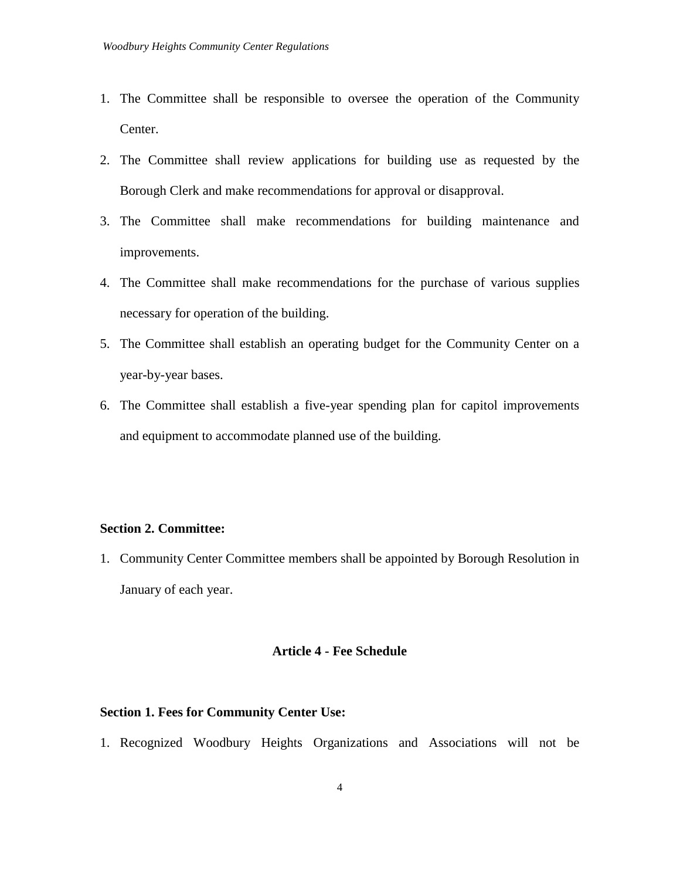1. The Committee shall be responsible to oversee the operation of the Community Center.
2. The Committee shall review applications for building use as requested by the Borough Clerk and make recommendations for approval or disapproval.
3. The Committee shall make recommendations for building maintenance and improvements.
4. The Committee shall make recommendations for the purchase of various supplies necessary for operation of the building.
5. The Committee shall establish an operating budget for the Community Center on a year-by-year bases.
6. The Committee shall establish a five-year spending plan for capitol improvements and equipment to accommodate planned use of the building.

**Section 2. Committee:**

1. Community Center Committee members shall be appointed by Borough Resolution in January of each year.

## Article 4 - Fee Schedule

**Section 1. Fees for Community Center Use:**

1. Recognized Woodbury Heights Organizations and Associations will not be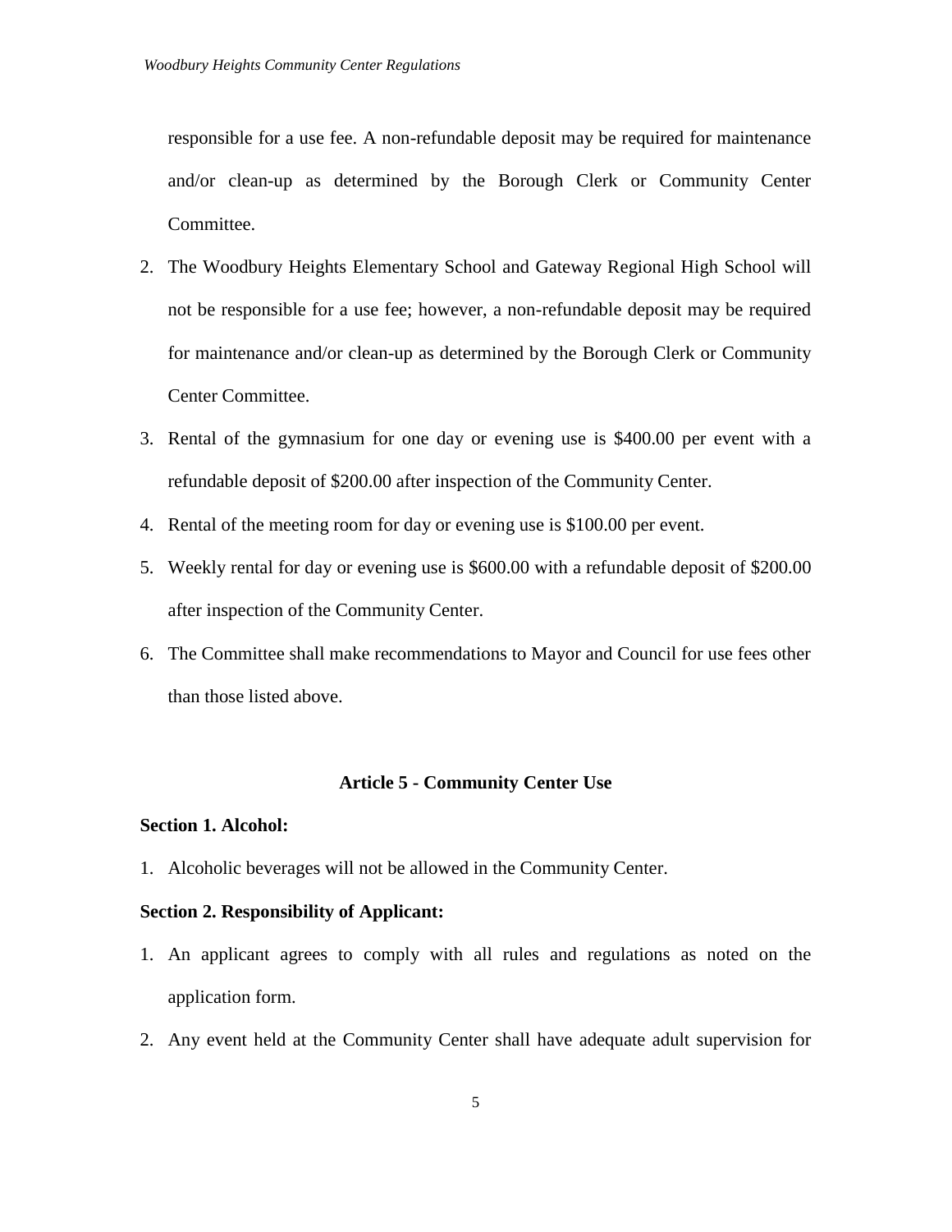responsible for a use fee. A non-refundable deposit may be required for maintenance and/or clean-up as determined by the Borough Clerk or Community Center Committee.

2. The Woodbury Heights Elementary School and Gateway Regional High School will not be responsible for a use fee; however, a non-refundable deposit may be required for maintenance and/or clean-up as determined by the Borough Clerk or Community Center Committee.
3. Rental of the gymnasium for one day or evening use is $400.00 per event with a refundable deposit of $200.00 after inspection of the Community Center.
4. Rental of the meeting room for day or evening use is $100.00 per event.
5. Weekly rental for day or evening use is $600.00 with a refundable deposit of $200.00 after inspection of the Community Center.
6. The Committee shall make recommendations to Mayor and Council for use fees other than those listed above.

## Article 5 - Community Center Use

### Section 1. Alcohol:

1. Alcoholic beverages will not be allowed in the Community Center.

### Section 2. Responsibility of Applicant:

1. An applicant agrees to comply with all rules and regulations as noted on the application form.
2. Any event held at the Community Center shall have adequate adult supervision for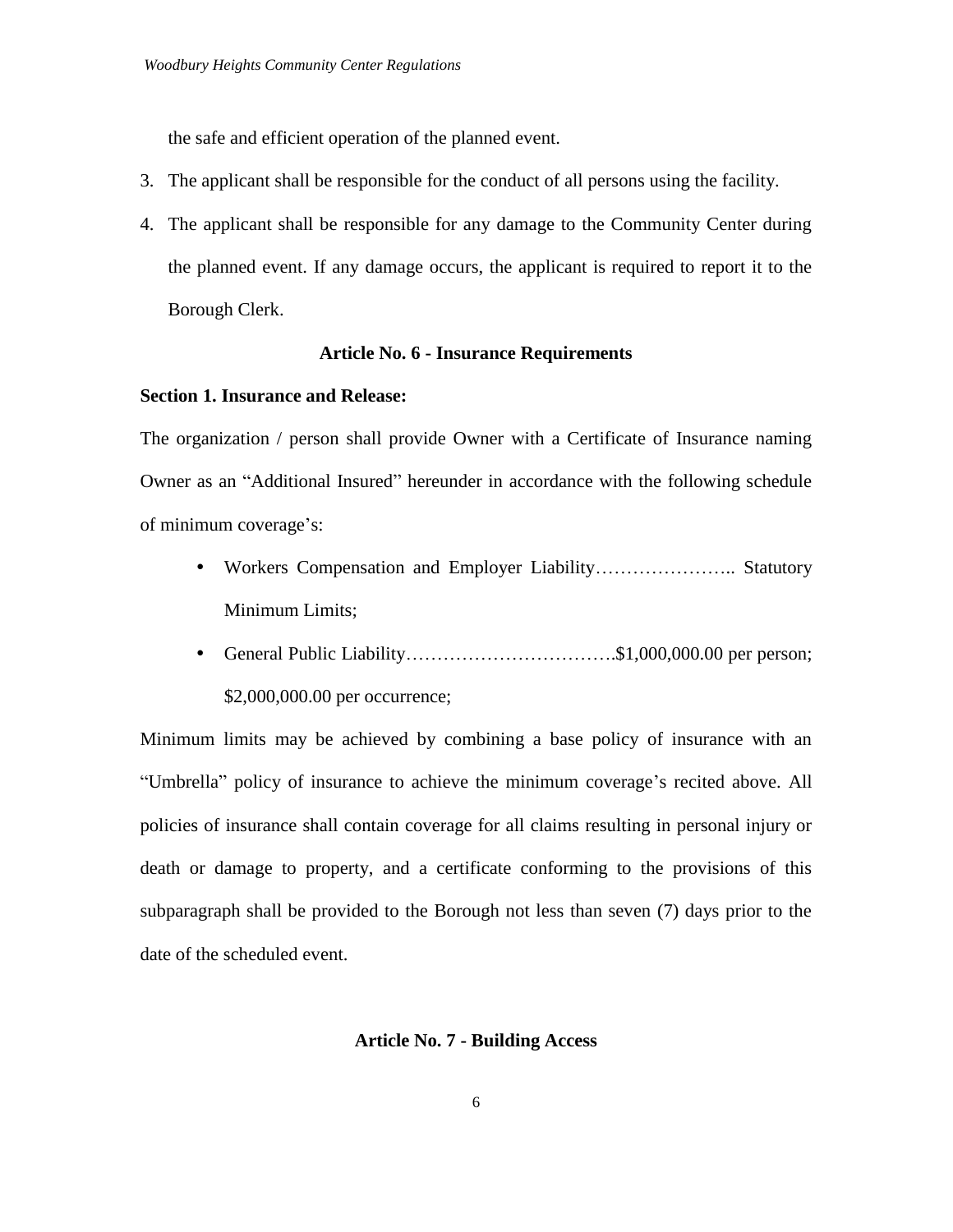the safe and efficient operation of the planned event.

3. The applicant shall be responsible for the conduct of all persons using the facility.
4. The applicant shall be responsible for any damage to the Community Center during the planned event. If any damage occurs, the applicant is required to report it to the Borough Clerk.

## Article No. 6 - Insurance Requirements

**Section 1. Insurance and Release:**

The organization / person shall provide Owner with a Certificate of Insurance naming Owner as an "Additional Insured" hereunder in accordance with the following schedule of minimum coverage's:

- Workers Compensation and Employer Liability………………….. Statutory Minimum Limits;
- General Public Liability…………………………….$1,000,000.00 per person; $2,000,000.00 per occurrence;

Minimum limits may be achieved by combining a base policy of insurance with an "Umbrella" policy of insurance to achieve the minimum coverage's recited above. All policies of insurance shall contain coverage for all claims resulting in personal injury or death or damage to property, and a certificate conforming to the provisions of this subparagraph shall be provided to the Borough not less than seven (7) days prior to the date of the scheduled event.

## Article No. 7 - Building Access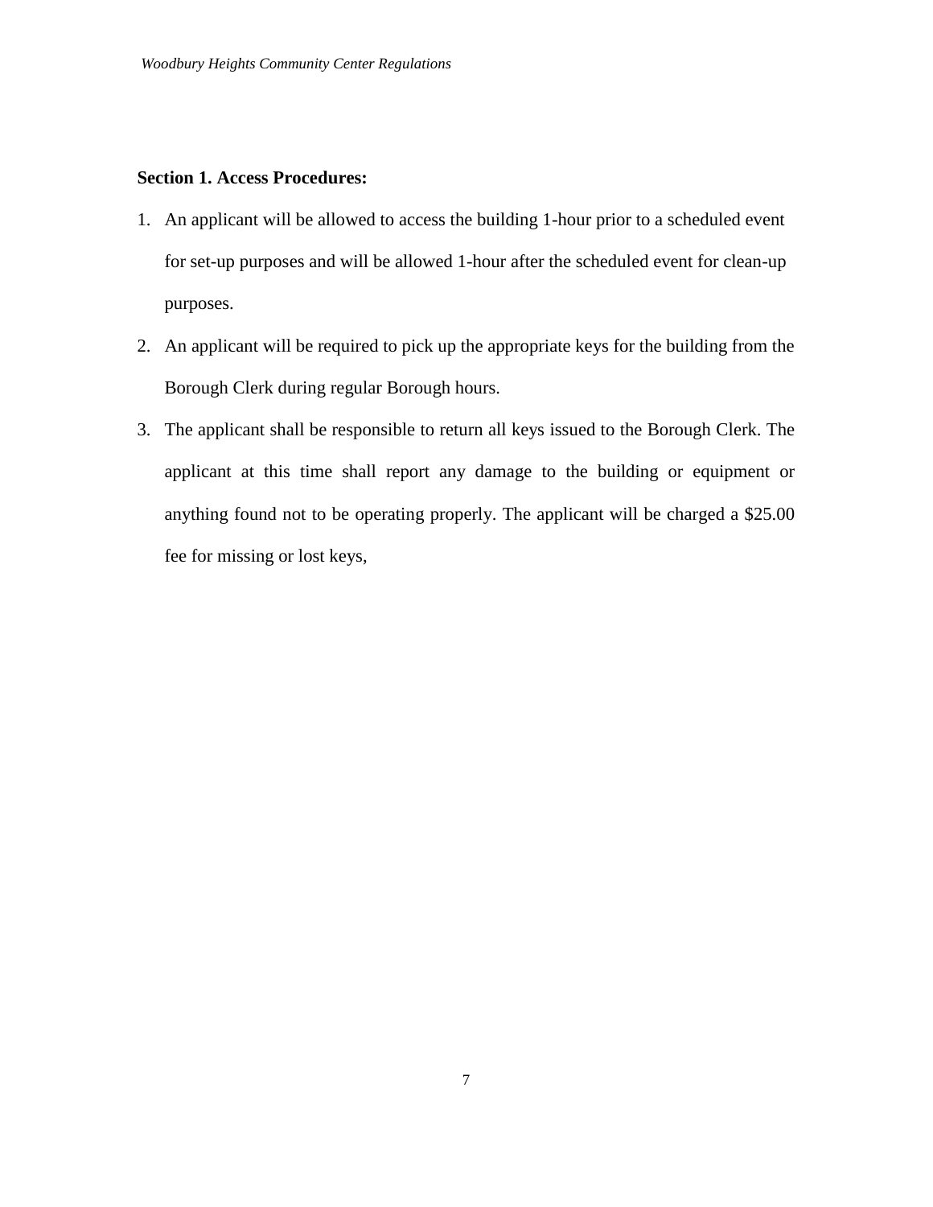**Section 1. Access Procedures:**

1. An applicant will be allowed to access the building 1-hour prior to a scheduled event for set-up purposes and will be allowed 1-hour after the scheduled event for clean-up purposes.
2. An applicant will be required to pick up the appropriate keys for the building from the Borough Clerk during regular Borough hours.
3. The applicant shall be responsible to return all keys issued to the Borough Clerk. The applicant at this time shall report any damage to the building or equipment or anything found not to be operating properly. The applicant will be charged a $25.00 fee for missing or lost keys,